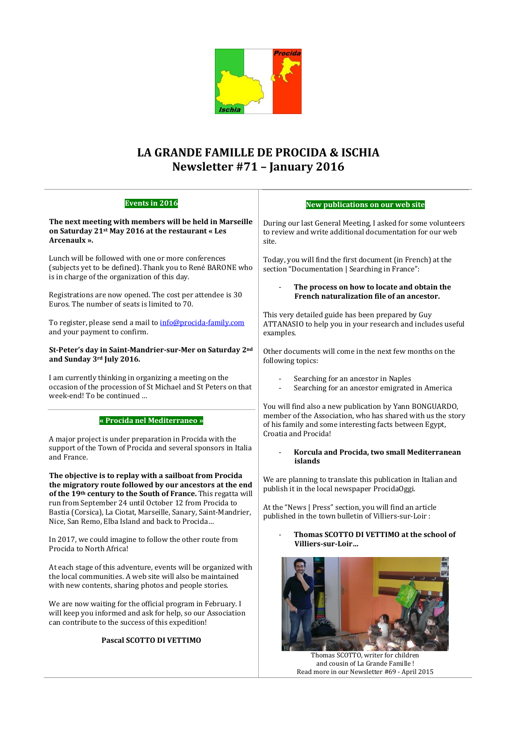# LA GRANDE FAMILLE DE PROCIDA & ISCHIA
## Newsletter #71 – January 2016

### Events in 2016

**The next meeting with members will be held in Marseille on Saturday 21st May 2016 at the restaurant « Les Arcenaulx ».**

Lunch will be followed with one or more conferences (subjects yet to be defined). Thank you to René BARONE who is in charge of the organization of this day.

Registrations are now opened. The cost per attendee is 30 Euros. The number of seats is limited to 70.

To register, please send a mail to info@procida-family.com and your payment to confirm.

**St-Peter's day in Saint-Mandrier-sur-Mer on Saturday 2nd and Sunday 3rd July 2016.**

I am currently thinking in organizing a meeting on the occasion of the procession of St Michael and St Peters on that week-end! To be continued …

### « Procida nel Mediterraneo »

A major project is under preparation in Procida with the support of the Town of Procida and several sponsors in Italia and France.

**The objective is to replay with a sailboat from Procida the migratory route followed by our ancestors at the end of the 19th century to the South of France.** This regatta will run from September 24 until October 12 from Procida to Bastia (Corsica), La Ciotat, Marseille, Sanary, Saint-Mandrier, Nice, San Remo, Elba Island and back to Procida…

In 2017, we could imagine to follow the other route from Procida to North Africa!

At each stage of this adventure, events will be organized with the local communities. A web site will also be maintained with new contents, sharing photos and people stories.

We are now waiting for the official program in February. I will keep you informed and ask for help, so our Association can contribute to the success of this expedition!

**Pascal SCOTTO DI VETTIMO**

### New publications on our web site

During our last General Meeting, I asked for some volunteers to review and write additional documentation for our web site.

Today, you will find the first document (in French) at the section "Documentation | Searching in France":

- **The process on how to locate and obtain the French naturalization file of an ancestor.**

This very detailed guide has been prepared by Guy ATTANASIO to help you in your research and includes useful examples.

Other documents will come in the next few months on the following topics:

- Searching for an ancestor in Naples
- Searching for an ancestor emigrated in America

You will find also a new publication by Yann BONGUARDO, member of the Association, who has shared with us the story of his family and some interesting facts between Egypt, Croatia and Procida!

- **Korcula and Procida, two small Mediterranean islands**

We are planning to translate this publication in Italian and publish it in the local newspaper ProcidaOggi.

At the "News | Press" section, you will find an article published in the town bulletin of Villiers-sur-Loir :

- **Thomas SCOTTO DI VETTIMO at the school of Villiers-sur-Loir…**

Thomas SCOTTO, writer for children and cousin of La Grande Famille !
Read more in our Newsletter #69 - April 2015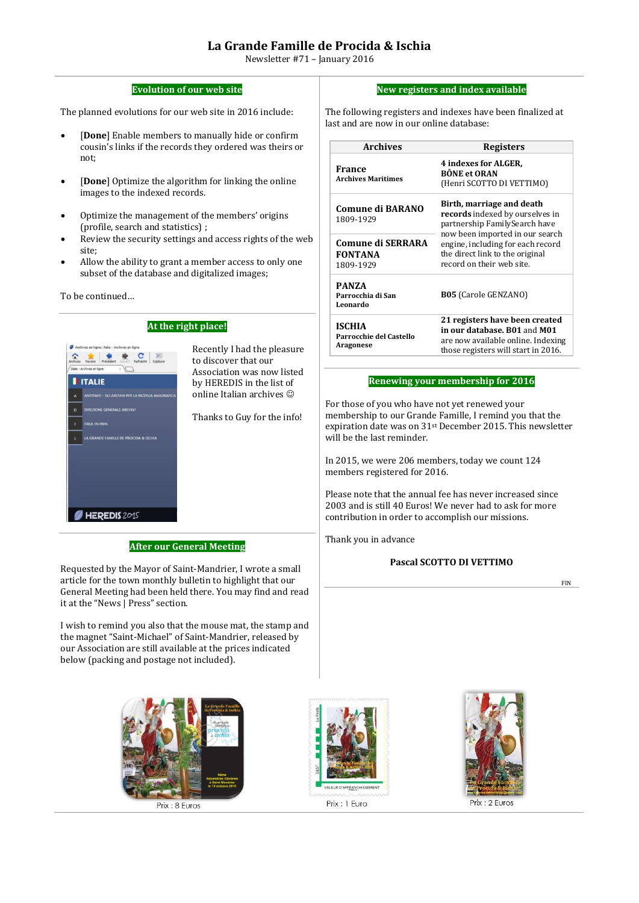# La Grande Famille de Procida & Ischia

Newsletter #71 – January 2016

## Evolution of our web site

The planned evolutions for our web site in 2016 include:

- [**Done**] Enable members to manually hide or confirm cousin's links if the records they ordered was theirs or not;
- [**Done**] Optimize the algorithm for linking the online images to the indexed records.
- Optimize the management of the members' origins (profile, search and statistics) ;
- Review the security settings and access rights of the web site;
- Allow the ability to grant a member access to only one subset of the database and digitalized images;

To be continued…

## At the right place!

Recently I had the pleasure to discover that our Association was now listed by HEREDIS in the list of online Italian archives ☺

Thanks to Guy for the info!

## After our General Meeting

Requested by the Mayor of Saint-Mandrier, I wrote a small article for the town monthly bulletin to highlight that our General Meeting had been held there. You may find and read it at the "News | Press" section.

I wish to remind you also that the mouse mat, the stamp and the magnet "Saint-Michael" of Saint-Mandrier, released by our Association are still available at the prices indicated below (packing and postage not included).

## New registers and index available

The following registers and indexes have been finalized at last and are now in our online database:

| Archives | Registers |
|---|---|
| **France** **Archives Maritimes** | **4 indexes for ALGER, BÔNE et ORAN** (Henri SCOTTO DI VETTIMO) |
| **Comune di BARANO** 1809-1929 | **Birth, marriage and death records** indexed by ourselves in partnership FamilySearch have now been imported in our search engine, including for each record the direct link to the original record on their web site. |
| **Comune di SERRARA FONTANA** 1809-1929 | |
| **PANZA** **Parrocchia di San Leonardo** | **B05** (Carole GENZANO) |
| **ISCHIA** **Parrocchie del Castello Aragonese** | **21 registers have been created in our database. B01** and **M01** are now available online. Indexing those registers will start in 2016. |

## Renewing your membership for 2016

For those of you who have not yet renewed your membership to our Grande Famille, I remind you that the expiration date was on 31st December 2015. This newsletter will be the last reminder.

In 2015, we were 206 members, today we count 124 members registered for 2016.

Please note that the annual fee has never increased since 2003 and is still 40 Euros! We never had to ask for more contribution in order to accomplish our missions.

Thank you in advance

**Pascal SCOTTO DI VETTIMO**

FIN

Prix : 8 Euros

Prix : 1 Euro

Prix : 2 Euros